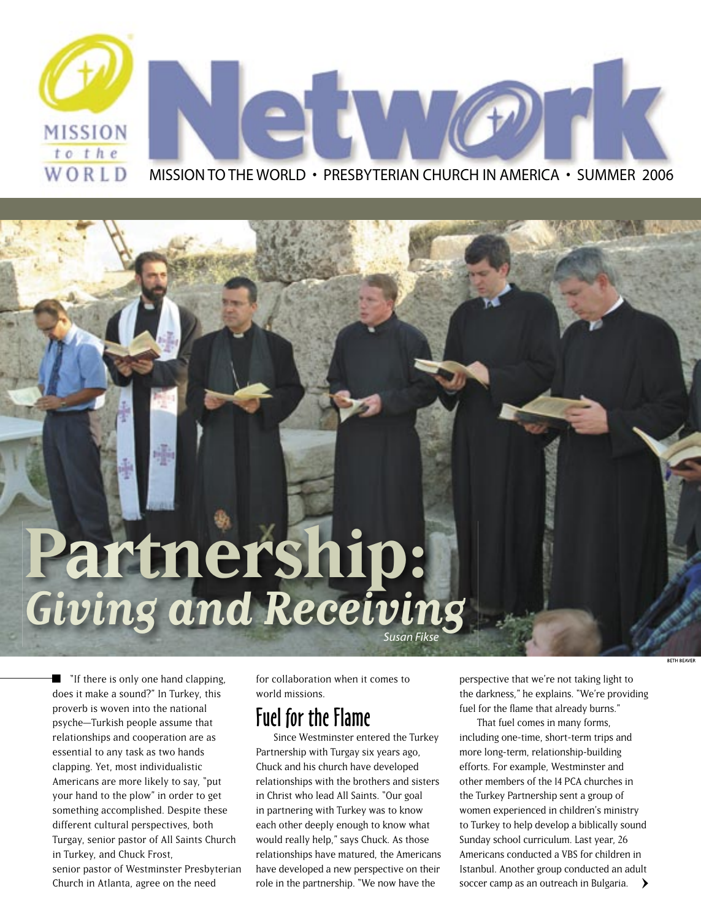# Network

MISSION TO THE WORLD • PRESBYTERIAN CHURCH IN AMERICA • SUMMER 2006

# Partnership: *Giving and Receiving*

*Susan Fikse*

BETH BEAVER

"If there is only one hand clapping, does it make a sound?" In Turkey, this proverb is woven into the national psyche—Turkish people assume that relationships and cooperation are as essential to any task as two hands clapping. Yet, most individualistic Americans are more likely to say, "put your hand to the plow" in order to get something accomplished. Despite these different cultural perspectives, both Turgay, senior pastor of All Saints Church in Turkey, and Chuck Frost, senior pastor of Westminster Presbyterian Church in Atlanta, agree on the need for collaboration when it comes to world missions.

## Fuel for the Flame

Since Westminster entered the Turkey Partnership with Turgay six years ago, Chuck and his church have developed relationships with the brothers and sisters in Christ who lead All Saints. "Our goal in partnering with Turkey was to know each other deeply enough to know what would really help," says Chuck. As those relationships have matured, the Americans have developed a new perspective on their role in the partnership. "We now have the perspective that we're not taking light to the darkness," he explains. "We're providing fuel for the flame that already burns."

That fuel comes in many forms, including one-time, short-term trips and more long-term, relationship-building efforts. For example, Westminster and other members of the 14 PCA churches in the Turkey Partnership sent a group of women experienced in children's ministry to Turkey to help develop a biblically sound Sunday school curriculum. Last year, 26 Americans conducted a VBS for children in Istanbul. Another group conducted an adult soccer camp as an outreach in Bulgaria.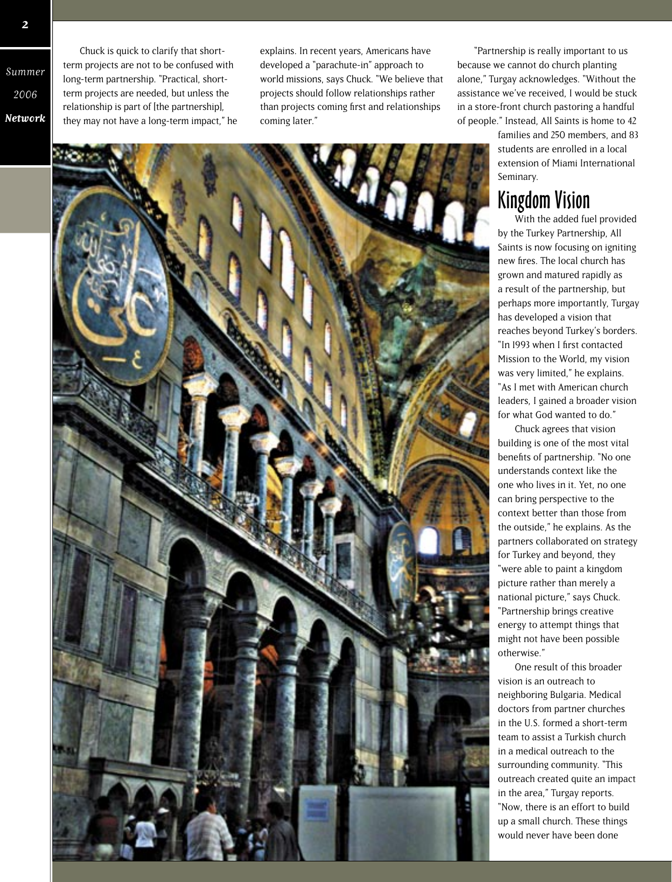Chuck is quick to clarify that short-term projects are not to be confused with long-term partnership. "Practical, short-term projects are needed, but unless the relationship is part of [the partnership], they may not have a long-term impact," he explains. In recent years, Americans have developed a "parachute-in" approach to world missions, says Chuck. "We believe that projects should follow relationships rather than projects coming first and relationships coming later."

"Partnership is really important to us because we cannot do church planting alone," Turgay acknowledges. "Without the assistance we've received, I would be stuck in a store-front church pastoring a handful of people." Instead, All Saints is home to 42 families and 250 members, and 83 students are enrolled in a local extension of Miami International Seminary.

## Kingdom Vision

With the added fuel provided by the Turkey Partnership, All Saints is now focusing on igniting new fires. The local church has grown and matured rapidly as a result of the partnership, but perhaps more importantly, Turgay has developed a vision that reaches beyond Turkey's borders. "In 1993 when I first contacted Mission to the World, my vision was very limited," he explains. "As I met with American church leaders, I gained a broader vision for what God wanted to do."

Chuck agrees that vision building is one of the most vital benefits of partnership. "No one understands context like the one who lives in it. Yet, no one can bring perspective to the context better than those from the outside," he explains. As the partners collaborated on strategy for Turkey and beyond, they "were able to paint a kingdom picture rather than merely a national picture," says Chuck. "Partnership brings creative energy to attempt things that might not have been possible otherwise."

One result of this broader vision is an outreach to neighboring Bulgaria. Medical doctors from partner churches in the U.S. formed a short-term team to assist a Turkish church in a medical outreach to the surrounding community. "This outreach created quite an impact in the area," Turgay reports. "Now, there is an effort to build up a small church. These things would never have been done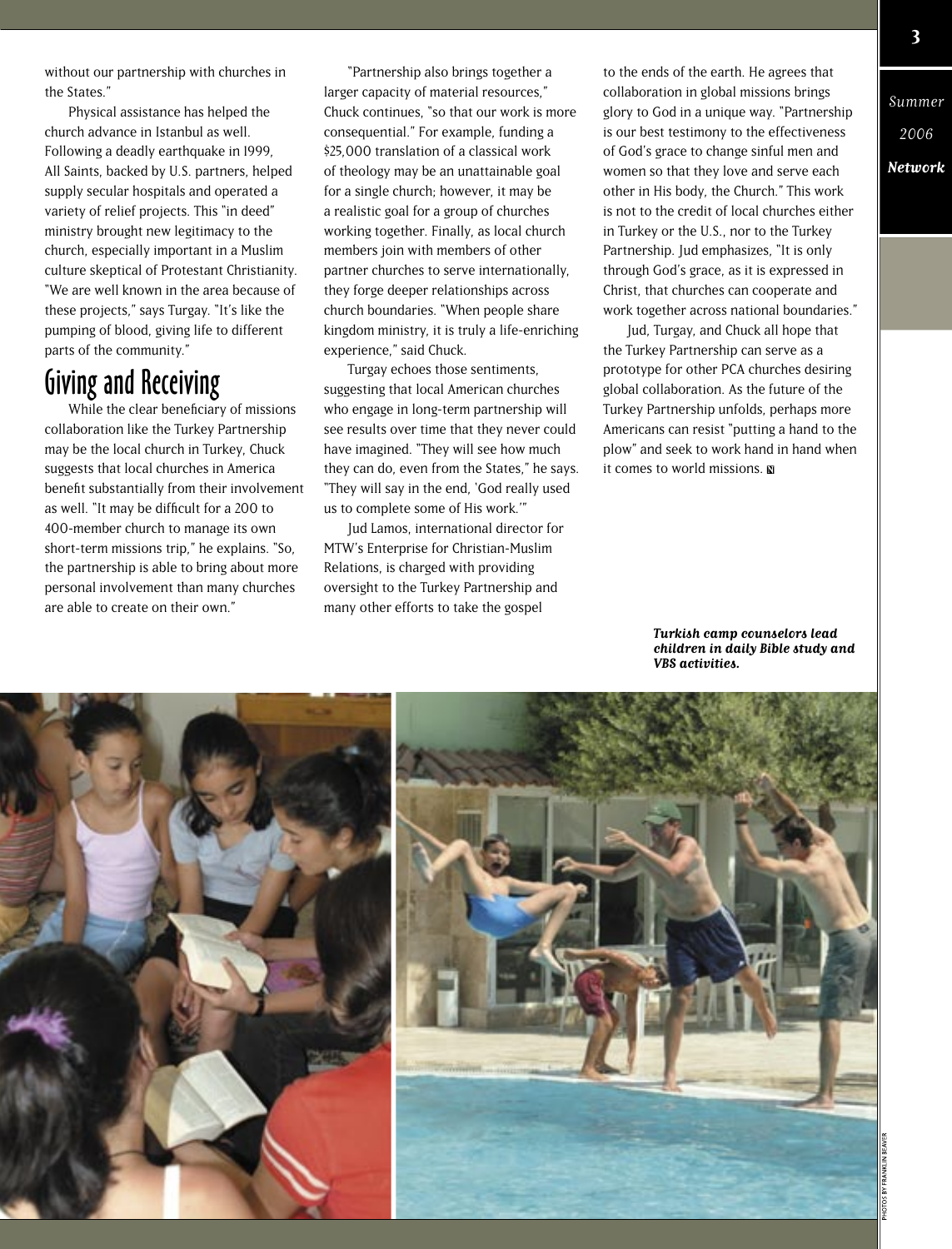without our partnership with churches in the States."

Physical assistance has helped the church advance in Istanbul as well. Following a deadly earthquake in 1999, All Saints, backed by U.S. partners, helped supply secular hospitals and operated a variety of relief projects. This "in deed" ministry brought new legitimacy to the church, especially important in a Muslim culture skeptical of Protestant Christianity. "We are well known in the area because of these projects," says Turgay. "It's like the pumping of blood, giving life to different parts of the community."

## Giving and Receiving

While the clear beneficiary of missions collaboration like the Turkey Partnership may be the local church in Turkey, Chuck suggests that local churches in America benefit substantially from their involvement as well. "It may be difficult for a 200 to 400-member church to manage its own short-term missions trip," he explains. "So, the partnership is able to bring about more personal involvement than many churches are able to create on their own."

"Partnership also brings together a larger capacity of material resources," Chuck continues, "so that our work is more consequential." For example, funding a $25,000 translation of a classical work of theology may be an unattainable goal for a single church; however, it may be a realistic goal for a group of churches working together. Finally, as local church members join with members of other partner churches to serve internationally, they forge deeper relationships across church boundaries. "When people share kingdom ministry, it is truly a life-enriching experience," said Chuck.

Turgay echoes those sentiments, suggesting that local American churches who engage in long-term partnership will see results over time that they never could have imagined. "They will see how much they can do, even from the States," he says. "They will say in the end, 'God really used us to complete some of His work.'"

Jud Lamos, international director for MTW's Enterprise for Christian-Muslim Relations, is charged with providing oversight to the Turkey Partnership and many other efforts to take the gospel to the ends of the earth. He agrees that collaboration in global missions brings glory to God in a unique way. "Partnership is our best testimony to the effectiveness of God's grace to change sinful men and women so that they love and serve each other in His body, the Church." This work is not to the credit of local churches either in Turkey or the U.S., nor to the Turkey Partnership. Jud emphasizes, "It is only through God's grace, as it is expressed in Christ, that churches can cooperate and work together across national boundaries."

Jud, Turgay, and Chuck all hope that the Turkey Partnership can serve as a prototype for other PCA churches desiring global collaboration. As the future of the Turkey Partnership unfolds, perhaps more Americans can resist "putting a hand to the plow" and seek to work hand in hand when it comes to world missions.

*Turkish camp counselors lead children in daily Bible study and VBS activities.*

PHOTOS BY FRANKLIN BEAVER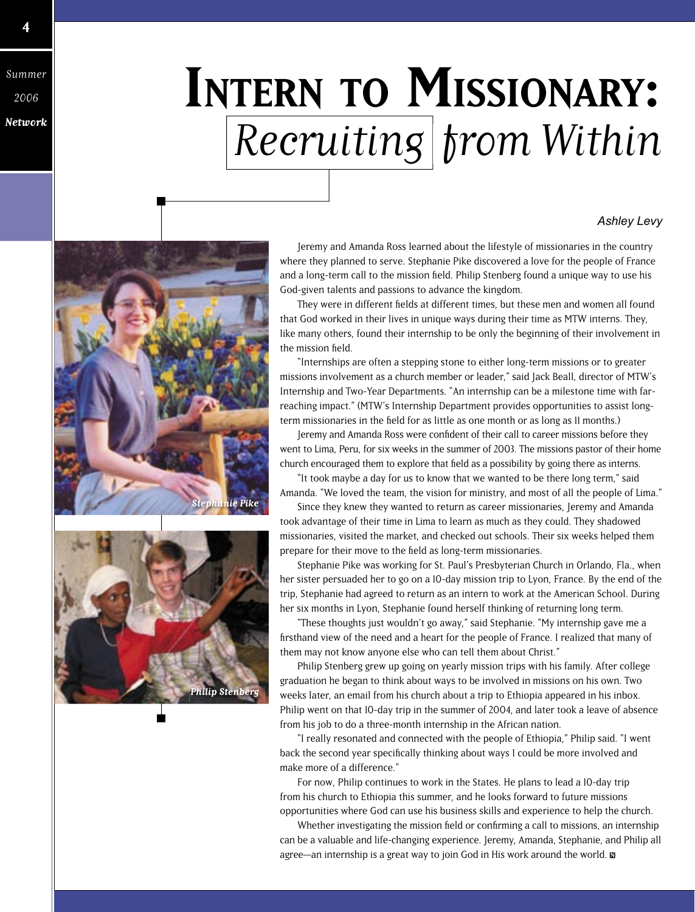# Intern to Missionary: *Recruiting from Within*

*Ashley Levy*

Stephanie Pike

Philip Stenberg

Jeremy and Amanda Ross learned about the lifestyle of missionaries in the country where they planned to serve. Stephanie Pike discovered a love for the people of France and a long-term call to the mission field. Philip Stenberg found a unique way to use his God-given talents and passions to advance the kingdom.

They were in different fields at different times, but these men and women all found that God worked in their lives in unique ways during their time as MTW interns. They, like many others, found their internship to be only the beginning of their involvement in the mission field.

"Internships are often a stepping stone to either long-term missions or to greater missions involvement as a church member or leader," said Jack Beall, director of MTW's Internship and Two-Year Departments. "An internship can be a milestone time with far-reaching impact." (MTW's Internship Department provides opportunities to assist long-term missionaries in the field for as little as one month or as long as 11 months.)

Jeremy and Amanda Ross were confident of their call to career missions before they went to Lima, Peru, for six weeks in the summer of 2003. The missions pastor of their home church encouraged them to explore that field as a possibility by going there as interns.

"It took maybe a day for us to know that we wanted to be there long term," said Amanda. "We loved the team, the vision for ministry, and most of all the people of Lima."

Since they knew they wanted to return as career missionaries, Jeremy and Amanda took advantage of their time in Lima to learn as much as they could. They shadowed missionaries, visited the market, and checked out schools. Their six weeks helped them prepare for their move to the field as long-term missionaries.

Stephanie Pike was working for St. Paul's Presbyterian Church in Orlando, Fla., when her sister persuaded her to go on a 10-day mission trip to Lyon, France. By the end of the trip, Stephanie had agreed to return as an intern to work at the American School. During her six months in Lyon, Stephanie found herself thinking of returning long term.

"These thoughts just wouldn't go away," said Stephanie. "My internship gave me a firsthand view of the need and a heart for the people of France. I realized that many of them may not know anyone else who can tell them about Christ."

Philip Stenberg grew up going on yearly mission trips with his family. After college graduation he began to think about ways to be involved in missions on his own. Two weeks later, an email from his church about a trip to Ethiopia appeared in his inbox. Philip went on that 10-day trip in the summer of 2004, and later took a leave of absence from his job to do a three-month internship in the African nation.

"I really resonated and connected with the people of Ethiopia," Philip said. "I went back the second year specifically thinking about ways I could be more involved and make more of a difference."

For now, Philip continues to work in the States. He plans to lead a 10-day trip from his church to Ethiopia this summer, and he looks forward to future missions opportunities where God can use his business skills and experience to help the church.

Whether investigating the mission field or confirming a call to missions, an internship can be a valuable and life-changing experience. Jeremy, Amanda, Stephanie, and Philip all agree—an internship is a great way to join God in His work around the world.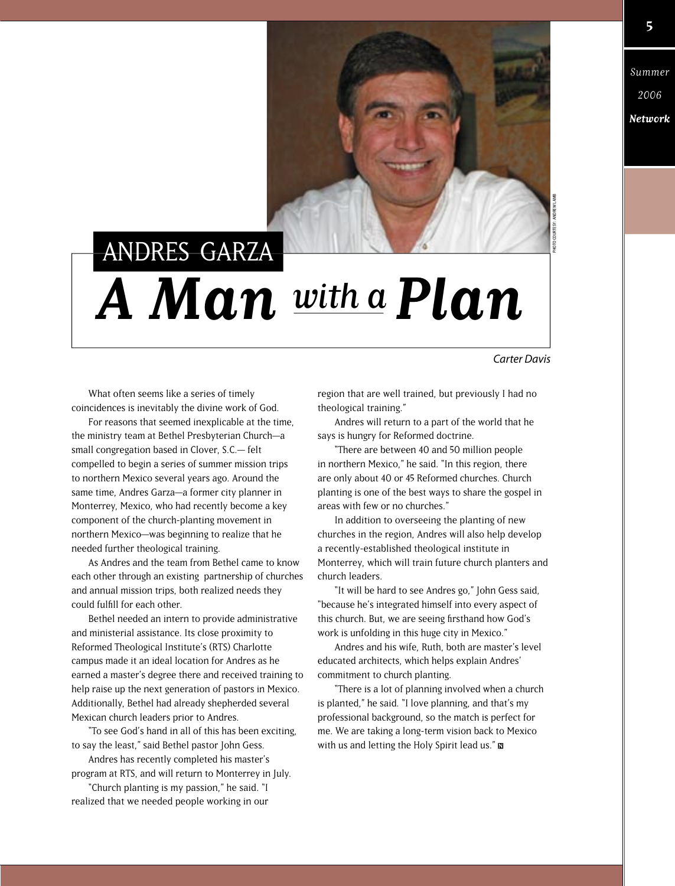# ANDRES GARZA

# *A Man with a Plan*

*Carter Davis*

What often seems like a series of timely coincidences is inevitably the divine work of God.

For reasons that seemed inexplicable at the time, the ministry team at Bethel Presbyterian Church—a small congregation based in Clover, S.C.— felt compelled to begin a series of summer mission trips to northern Mexico several years ago. Around the same time, Andres Garza—a former city planner in Monterrey, Mexico, who had recently become a key component of the church-planting movement in northern Mexico—was beginning to realize that he needed further theological training.

As Andres and the team from Bethel came to know each other through an existing partnership of churches and annual mission trips, both realized needs they could fulfill for each other.

Bethel needed an intern to provide administrative and ministerial assistance. Its close proximity to Reformed Theological Institute's (RTS) Charlotte campus made it an ideal location for Andres as he earned a master's degree there and received training to help raise up the next generation of pastors in Mexico. Additionally, Bethel had already shepherded several Mexican church leaders prior to Andres.

"To see God's hand in all of this has been exciting, to say the least," said Bethel pastor John Gess.

Andres has recently completed his master's program at RTS, and will return to Monterrey in July.

"Church planting is my passion," he said. "I realized that we needed people working in our region that are well trained, but previously I had no theological training."

Andres will return to a part of the world that he says is hungry for Reformed doctrine.

"There are between 40 and 50 million people in northern Mexico," he said. "In this region, there are only about 40 or 45 Reformed churches. Church planting is one of the best ways to share the gospel in areas with few or no churches."

In addition to overseeing the planting of new churches in the region, Andres will also help develop a recently-established theological institute in Monterrey, which will train future church planters and church leaders.

"It will be hard to see Andres go," John Gess said, "because he's integrated himself into every aspect of this church. But, we are seeing firsthand how God's work is unfolding in this huge city in Mexico."

Andres and his wife, Ruth, both are master's level educated architects, which helps explain Andres' commitment to church planting.

"There is a lot of planning involved when a church is planted," he said. "I love planning, and that's my professional background, so the match is perfect for me. We are taking a long-term vision back to Mexico with us and letting the Holy Spirit lead us."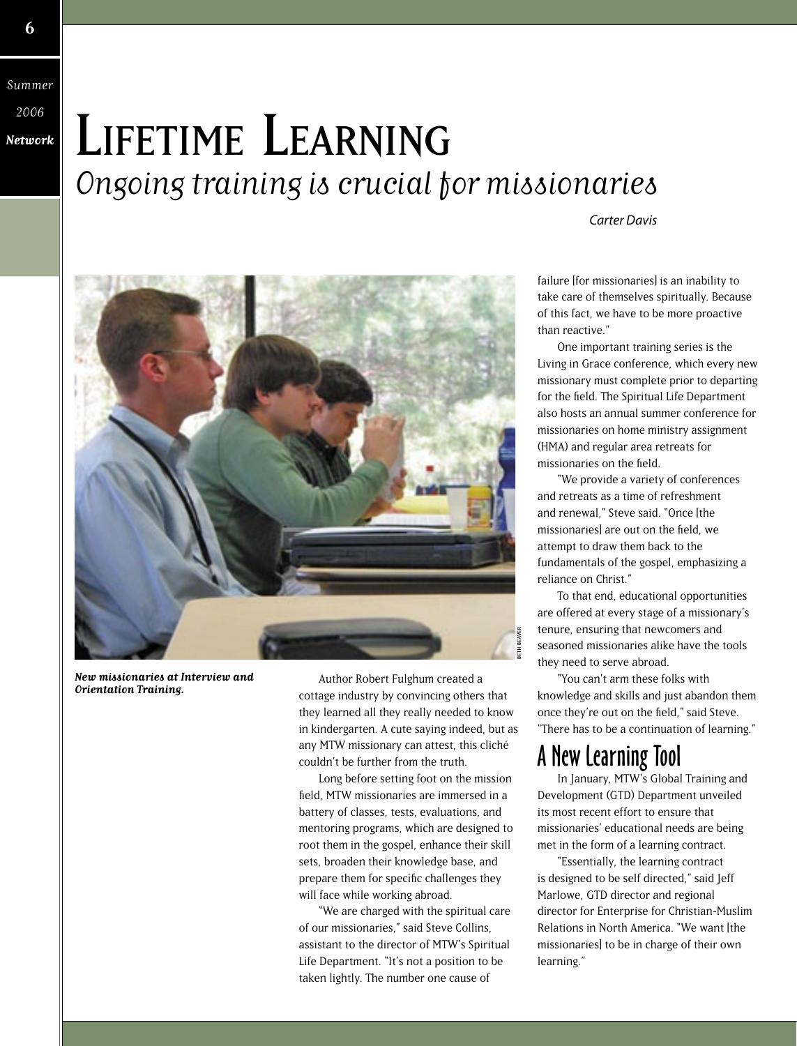# Lifetime Learning

## *Ongoing training is crucial for missionaries*

*Carter Davis*

***New missionaries at Interview and Orientation Training.***

Author Robert Fulghum created a cottage industry by convincing others that they learned all they really needed to know in kindergarten. A cute saying indeed, but as any MTW missionary can attest, this cliché couldn't be further from the truth.

Long before setting foot on the mission field, MTW missionaries are immersed in a battery of classes, tests, evaluations, and mentoring programs, which are designed to root them in the gospel, enhance their skill sets, broaden their knowledge base, and prepare them for specific challenges they will face while working abroad.

"We are charged with the spiritual care of our missionaries," said Steve Collins, assistant to the director of MTW's Spiritual Life Department. "It's not a position to be taken lightly. The number one cause of failure [for missionaries] is an inability to take care of themselves spiritually. Because of this fact, we have to be more proactive than reactive."

One important training series is the Living in Grace conference, which every new missionary must complete prior to departing for the field. The Spiritual Life Department also hosts an annual summer conference for missionaries on home ministry assignment (HMA) and regular area retreats for missionaries on the field.

"We provide a variety of conferences and retreats as a time of refreshment and renewal," Steve said. "Once [the missionaries] are out on the field, we attempt to draw them back to the fundamentals of the gospel, emphasizing a reliance on Christ."

To that end, educational opportunities are offered at every stage of a missionary's tenure, ensuring that newcomers and seasoned missionaries alike have the tools they need to serve abroad.

"You can't arm these folks with knowledge and skills and just abandon them once they're out on the field," said Steve. "There has to be a continuation of learning."

## A New Learning Tool

In January, MTW's Global Training and Development (GTD) Department unveiled its most recent effort to ensure that missionaries' educational needs are being met in the form of a learning contract.

"Essentially, the learning contract is designed to be self directed," said Jeff Marlowe, GTD director and regional director for Enterprise for Christian-Muslim Relations in North America. "We want [the missionaries] to be in charge of their own learning."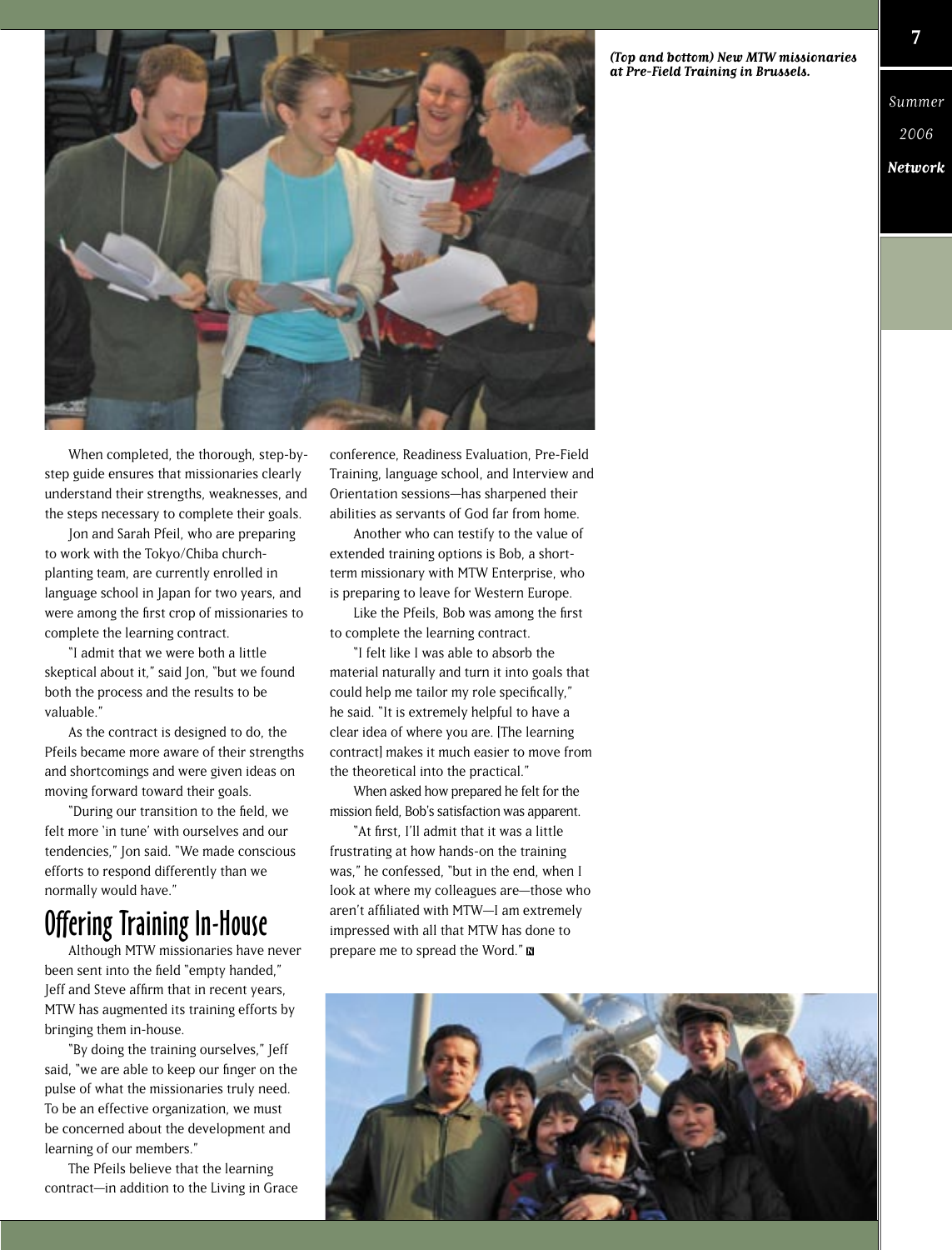*(Top and bottom) New MTW missionaries at Pre-Field Training in Brussels.*

When completed, the thorough, step-by-step guide ensures that missionaries clearly understand their strengths, weaknesses, and the steps necessary to complete their goals.

Jon and Sarah Pfeil, who are preparing to work with the Tokyo/Chiba church-planting team, are currently enrolled in language school in Japan for two years, and were among the first crop of missionaries to complete the learning contract.

"I admit that we were both a little skeptical about it," said Jon, "but we found both the process and the results to be valuable."

As the contract is designed to do, the Pfeils became more aware of their strengths and shortcomings and were given ideas on moving forward toward their goals.

"During our transition to the field, we felt more 'in tune' with ourselves and our tendencies," Jon said. "We made conscious efforts to respond differently than we normally would have."

## Offering Training In-House

Although MTW missionaries have never been sent into the field "empty handed," Jeff and Steve affirm that in recent years, MTW has augmented its training efforts by bringing them in-house.

"By doing the training ourselves," Jeff said, "we are able to keep our finger on the pulse of what the missionaries truly need. To be an effective organization, we must be concerned about the development and learning of our members."

The Pfeils believe that the learning contract—in addition to the Living in Grace conference, Readiness Evaluation, Pre-Field Training, language school, and Interview and Orientation sessions—has sharpened their abilities as servants of God far from home.

Another who can testify to the value of extended training options is Bob, a short-term missionary with MTW Enterprise, who is preparing to leave for Western Europe.

Like the Pfeils, Bob was among the first to complete the learning contract.

"I felt like I was able to absorb the material naturally and turn it into goals that could help me tailor my role specifically," he said. "It is extremely helpful to have a clear idea of where you are. [The learning contract] makes it much easier to move from the theoretical into the practical."

When asked how prepared he felt for the mission field, Bob's satisfaction was apparent.

"At first, I'll admit that it was a little frustrating at how hands-on the training was," he confessed, "but in the end, when I look at where my colleagues are—those who aren't affiliated with MTW—I am extremely impressed with all that MTW has done to prepare me to spread the Word."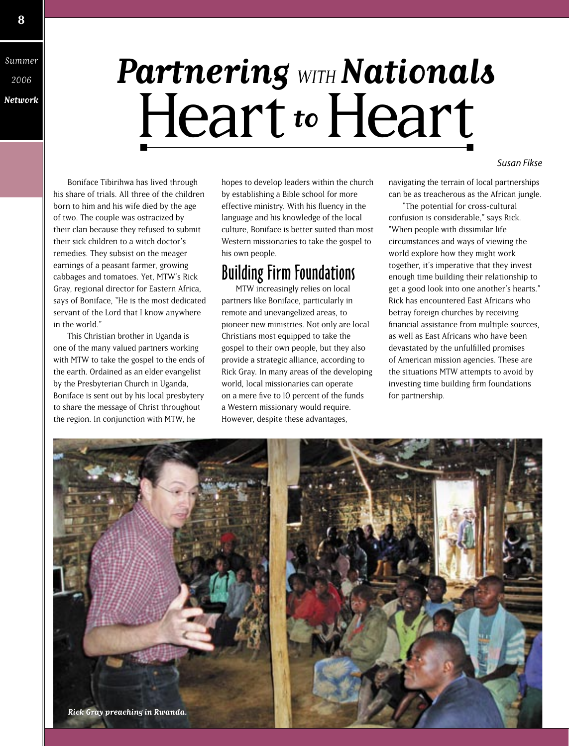# *Partnering* WITH *Nationals* Heart *to* Heart

*Susan Fikse*

Boniface Tibirihwa has lived through his share of trials. All three of the children born to him and his wife died by the age of two. The couple was ostracized by their clan because they refused to submit their sick children to a witch doctor's remedies. They subsist on the meager earnings of a peasant farmer, growing cabbages and tomatoes. Yet, MTW's Rick Gray, regional director for Eastern Africa, says of Boniface, "He is the most dedicated servant of the Lord that I know anywhere in the world."

This Christian brother in Uganda is one of the many valued partners working with MTW to take the gospel to the ends of the earth. Ordained as an elder evangelist by the Presbyterian Church in Uganda, Boniface is sent out by his local presbytery to share the message of Christ throughout the region. In conjunction with MTW, he hopes to develop leaders within the church by establishing a Bible school for more effective ministry. With his fluency in the language and his knowledge of the local culture, Boniface is better suited than most Western missionaries to take the gospel to his own people.

## Building Firm Foundations

MTW increasingly relies on local partners like Boniface, particularly in remote and unevangelized areas, to pioneer new ministries. Not only are local Christians most equipped to take the gospel to their own people, but they also provide a strategic alliance, according to Rick Gray. In many areas of the developing world, local missionaries can operate on a mere five to 10 percent of the funds a Western missionary would require. However, despite these advantages, navigating the terrain of local partnerships can be as treacherous as the African jungle.

"The potential for cross-cultural confusion is considerable," says Rick. "When people with dissimilar life circumstances and ways of viewing the world explore how they might work together, it's imperative that they invest enough time building their relationship to get a good look into one another's hearts." Rick has encountered East Africans who betray foreign churches by receiving financial assistance from multiple sources, as well as East Africans who have been devastated by the unfulfilled promises of American mission agencies. These are the situations MTW attempts to avoid by investing time building firm foundations for partnership.

*Rick Gray preaching in Rwanda.*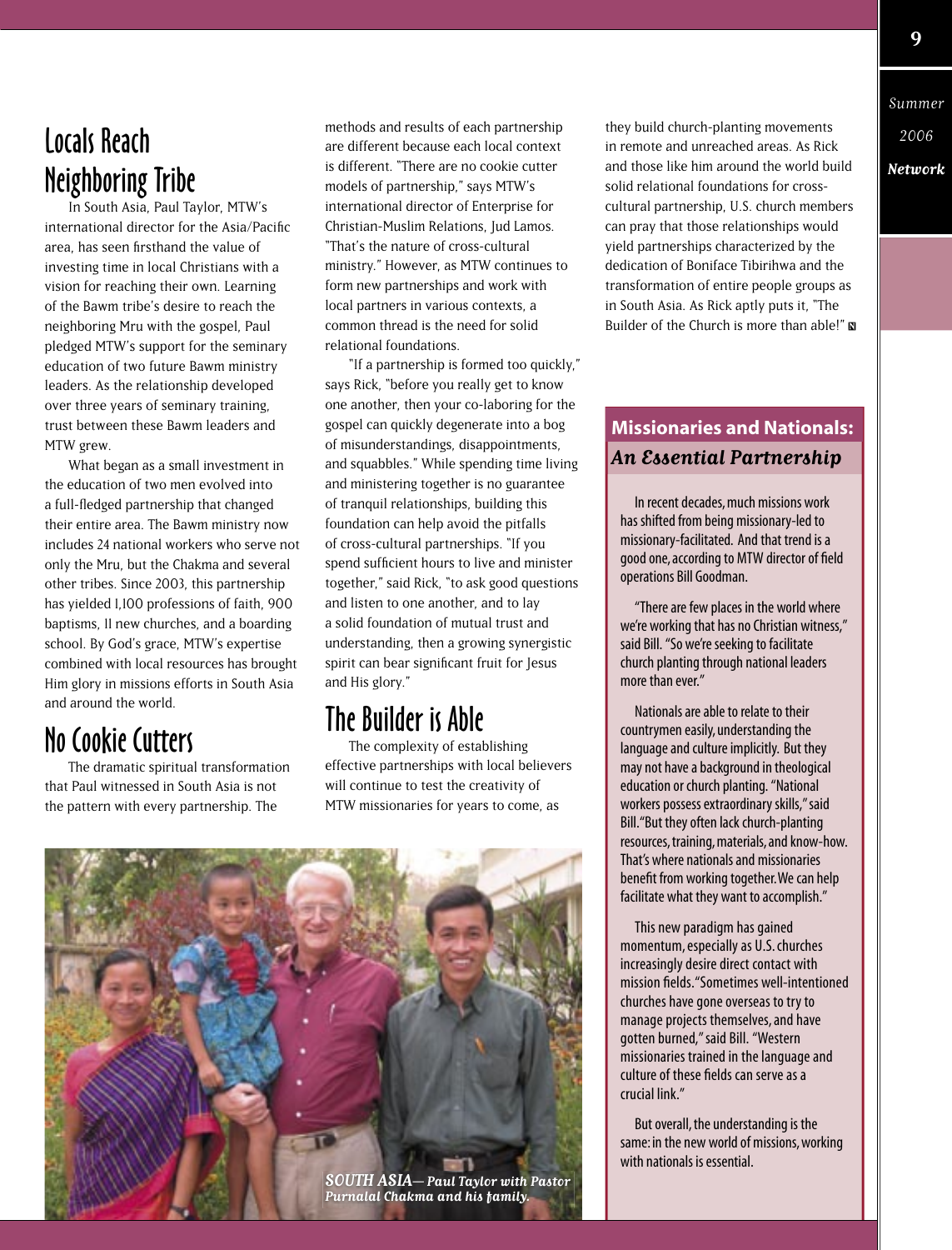## Locals Reach Neighboring Tribe

In South Asia, Paul Taylor, MTW's international director for the Asia/Pacific area, has seen firsthand the value of investing time in local Christians with a vision for reaching their own. Learning of the Bawm tribe's desire to reach the neighboring Mru with the gospel, Paul pledged MTW's support for the seminary education of two future Bawm ministry leaders. As the relationship developed over three years of seminary training, trust between these Bawm leaders and MTW grew.

What began as a small investment in the education of two men evolved into a full-fledged partnership that changed their entire area. The Bawm ministry now includes 24 national workers who serve not only the Mru, but the Chakma and several other tribes. Since 2003, this partnership has yielded 1,100 professions of faith, 900 baptisms, 11 new churches, and a boarding school. By God's grace, MTW's expertise combined with local resources has brought Him glory in missions efforts in South Asia and around the world.

## No Cookie Cutters

The dramatic spiritual transformation that Paul witnessed in South Asia is not the pattern with every partnership. The methods and results of each partnership are different because each local context is different. "There are no cookie cutter models of partnership," says MTW's international director of Enterprise for Christian-Muslim Relations, Jud Lamos. "That's the nature of cross-cultural ministry." However, as MTW continues to form new partnerships and work with local partners in various contexts, a common thread is the need for solid relational foundations.

"If a partnership is formed too quickly," says Rick, "before you really get to know one another, then your co-laboring for the gospel can quickly degenerate into a bog of misunderstandings, disappointments, and squabbles." While spending time living and ministering together is no guarantee of tranquil relationships, building this foundation can help avoid the pitfalls of cross-cultural partnerships. "If you spend sufficient hours to live and minister together," said Rick, "to ask good questions and listen to one another, and to lay a solid foundation of mutual trust and understanding, then a growing synergistic spirit can bear significant fruit for Jesus and His glory."

## The Builder is Able

The complexity of establishing effective partnerships with local believers will continue to test the creativity of MTW missionaries for years to come, as they build church-planting movements in remote and unreached areas. As Rick and those like him around the world build solid relational foundations for cross-cultural partnership, U.S. church members can pray that those relationships would yield partnerships characterized by the dedication of Boniface Tibirihwa and the transformation of entire people groups as in South Asia. As Rick aptly puts it, "The Builder of the Church is more than able!"

*SOUTH ASIA— Paul Taylor with Pastor Purnalal Chakma and his family.*

### Missionaries and Nationals: *An Essential Partnership*

In recent decades, much missions work has shifted from being missionary-led to missionary-facilitated. And that trend is a good one, according to MTW director of field operations Bill Goodman.

"There are few places in the world where we're working that has no Christian witness," said Bill. "So we're seeking to facilitate church planting through national leaders more than ever."

Nationals are able to relate to their countrymen easily, understanding the language and culture implicitly. But they may not have a background in theological education or church planting. "National workers possess extraordinary skills," said Bill. "But they often lack church-planting resources, training, materials, and know-how. That's where nationals and missionaries benefit from working together. We can help facilitate what they want to accomplish."

This new paradigm has gained momentum, especially as U.S. churches increasingly desire direct contact with mission fields. "Sometimes well-intentioned churches have gone overseas to try to manage projects themselves, and have gotten burned," said Bill. "Western missionaries trained in the language and culture of these fields can serve as a crucial link."

But overall, the understanding is the same: in the new world of missions, working with nationals is essential.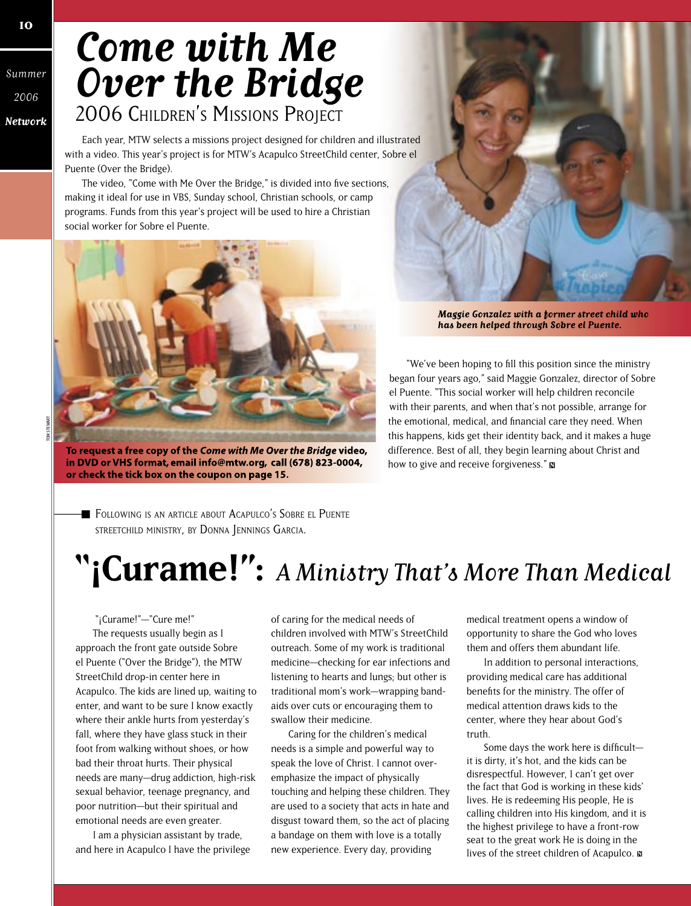# Come with Me Over the Bridge

## 2006 Children's Missions Project

Each year, MTW selects a missions project designed for children and illustrated with a video. This year's project is for MTW's Acapulco StreetChild center, Sobre el Puente (Over the Bridge).

The video, "Come with Me Over the Bridge," is divided into five sections, making it ideal for use in VBS, Sunday school, Christian schools, or camp programs. Funds from this year's project will be used to hire a Christian social worker for Sobre el Puente.

**To request a free copy of the *Come with Me Over the Bridge* video, in DVD or VHS format, email info@mtw.org, call (678) 823-0004, or check the tick box on the coupon on page 15.**

*Maggie Gonzalez with a former street child who has been helped through Sobre el Puente.*

"We've been hoping to fill this position since the ministry began four years ago," said Maggie Gonzalez, director of Sobre el Puente. "This social worker will help children reconcile with their parents, and when that's not possible, arrange for the emotional, medical, and financial care they need. When this happens, kids get their identity back, and it makes a huge difference. Best of all, they begin learning about Christ and how to give and receive forgiveness."

Following is an article about Acapulco's Sobre el Puente StreetChild ministry, by Donna Jennings Garcia.

# "¡Curame!": *A Ministry That's More Than Medical*

"¡Curame!"—"Cure me!"

The requests usually begin as I approach the front gate outside Sobre el Puente ("Over the Bridge"), the MTW StreetChild drop-in center here in Acapulco. The kids are lined up, waiting to enter, and want to be sure I know exactly where their ankle hurts from yesterday's fall, where they have glass stuck in their foot from walking without shoes, or how bad their throat hurts. Their physical needs are many—drug addiction, high-risk sexual behavior, teenage pregnancy, and poor nutrition—but their spiritual and emotional needs are even greater.

I am a physician assistant by trade, and here in Acapulco I have the privilege of caring for the medical needs of children involved with MTW's StreetChild outreach. Some of my work is traditional medicine—checking for ear infections and listening to hearts and lungs; but other is traditional mom's work—wrapping band-aids over cuts or encouraging them to swallow their medicine.

Caring for the children's medical needs is a simple and powerful way to speak the love of Christ. I cannot over-emphasize the impact of physically touching and helping these children. They are used to a society that acts in hate and disgust toward them, so the act of placing a bandage on them with love is a totally new experience. Every day, providing medical treatment opens a window of opportunity to share the God who loves them and offers them abundant life.

In addition to personal interactions, providing medical care has additional benefits for the ministry. The offer of medical attention draws kids to the center, where they hear about God's truth.

Some days the work here is difficult—it is dirty, it's hot, and the kids can be disrespectful. However, I can't get over the fact that God is working in these kids' lives. He is redeeming His people, He is calling children into His kingdom, and it is the highest privilege to have a front-row seat to the great work He is doing in the lives of the street children of Acapulco.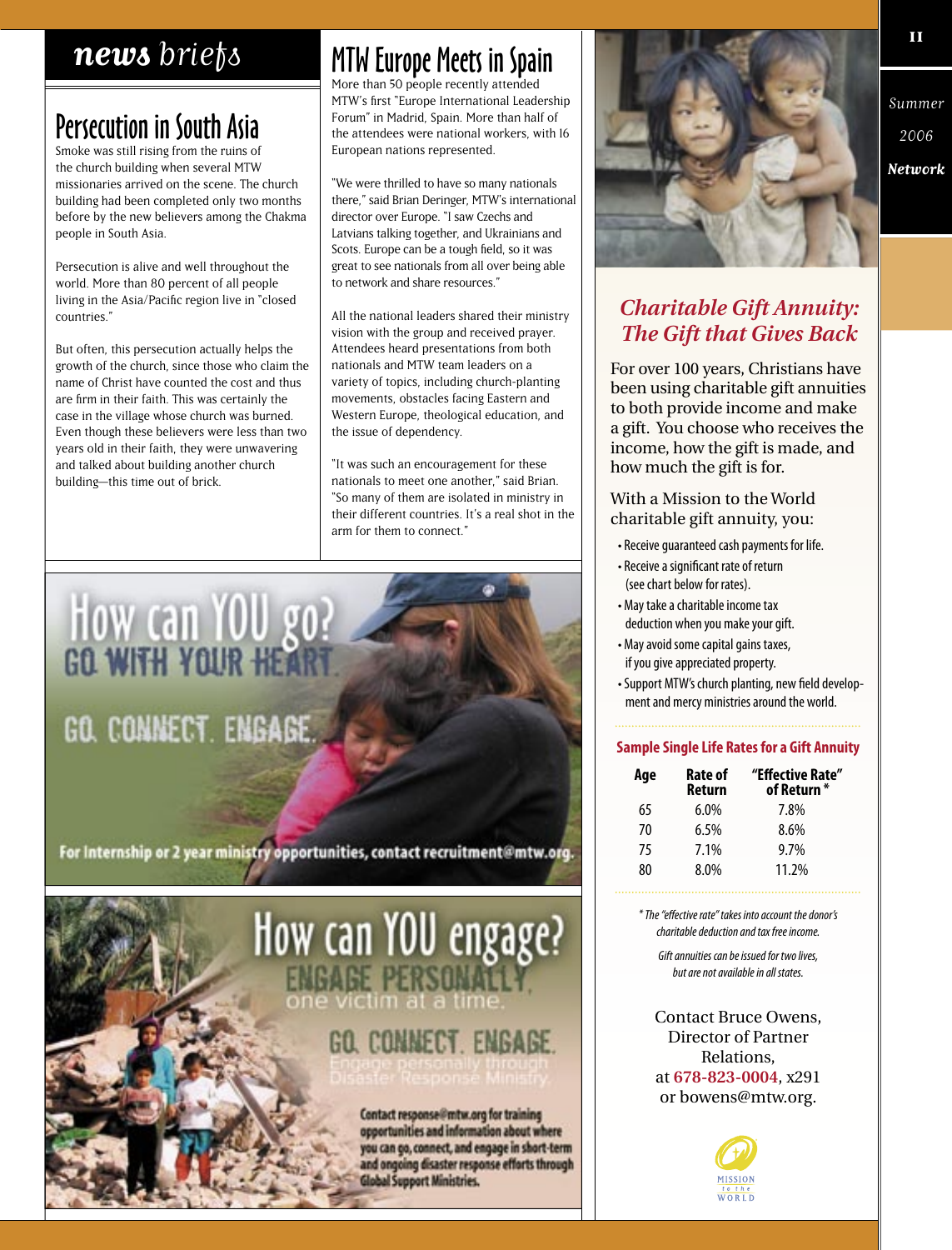# news briefs

## Persecution in South Asia

Smoke was still rising from the ruins of the church building when several MTW missionaries arrived on the scene. The church building had been completed only two months before by the new believers among the Chakma people in South Asia.

Persecution is alive and well throughout the world. More than 80 percent of all people living in the Asia/Pacific region live in "closed countries."

But often, this persecution actually helps the growth of the church, since those who claim the name of Christ have counted the cost and thus are firm in their faith. This was certainly the case in the village whose church was burned. Even though these believers were less than two years old in their faith, they were unwavering and talked about building another church building—this time out of brick.

## MTW Europe Meets in Spain

More than 50 people recently attended MTW's first "Europe International Leadership Forum" in Madrid, Spain. More than half of the attendees were national workers, with 16 European nations represented.

"We were thrilled to have so many nationals there," said Brian Deringer, MTW's international director over Europe. "I saw Czechs and Latvians talking together, and Ukrainians and Scots. Europe can be a tough field, so it was great to see nationals from all over being able to network and share resources."

All the national leaders shared their ministry vision with the group and received prayer. Attendees heard presentations from both nationals and MTW team leaders on a variety of topics, including church-planting movements, obstacles facing Eastern and Western Europe, theological education, and the issue of dependency.

"It was such an encouragement for these nationals to meet one another," said Brian. "So many of them are isolated in ministry in their different countries. It's a real shot in the arm for them to connect."

## How can YOU go?

GO WITH YOUR HEART.

GO. CONNECT. ENGAGE.

For Internship or 2 year ministry opportunities, contact recruitment@mtw.org.

## How can YOU engage?

ENGAGE PERSONALLY, one victim at a time.

GO. CONNECT. ENGAGE.

Engage personally through Disaster Response Ministry.

Contact response@mtw.org for training opportunities and information about where you can go, connect, and engage in short-term and ongoing disaster response efforts through Global Support Ministries.

## *Charitable Gift Annuity: The Gift that Gives Back*

For over 100 years, Christians have been using charitable gift annuities to both provide income and make a gift. You choose who receives the income, how the gift is made, and how much the gift is for.

With a Mission to the World charitable gift annuity, you:

- Receive guaranteed cash payments for life.
- Receive a significant rate of return (see chart below for rates).
- May take a charitable income tax deduction when you make your gift.
- May avoid some capital gains taxes, if you give appreciated property.
- Support MTW's church planting, new field development and mercy ministries around the world.

### Sample Single Life Rates for a Gift Annuity

| Age | Rate of Return | "Effective Rate" of Return * |
|---|---|---|
| 65 | 6.0% | 7.8% |
| 70 | 6.5% | 8.6% |
| 75 | 7.1% | 9.7% |
| 80 | 8.0% | 11.2% |

*\* The "effective rate" takes into account the donor's charitable deduction and tax free income.*

*Gift annuities can be issued for two lives, but are not available in all states.*

Contact Bruce Owens, Director of Partner Relations, at 678-823-0004, x291 or bowens@mtw.org.

MISSION to the WORLD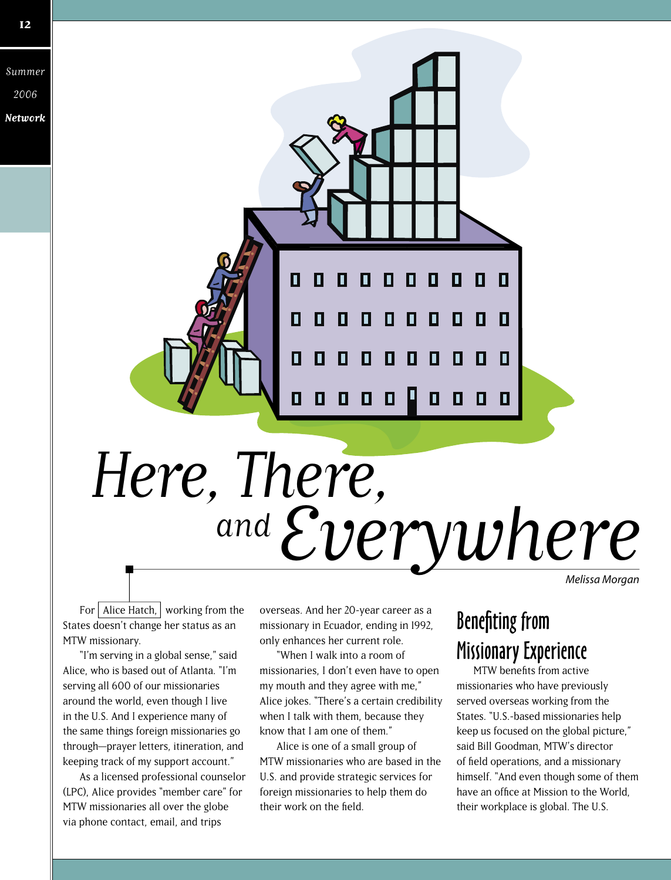# Here, There, *and* Everywhere

*Melissa Morgan*

For Alice Hatch, working from the States doesn't change her status as an MTW missionary.

"I'm serving in a global sense," said Alice, who is based out of Atlanta. "I'm serving all 600 of our missionaries around the world, even though I live in the U.S. And I experience many of the same things foreign missionaries go through—prayer letters, itineration, and keeping track of my support account."

As a licensed professional counselor (LPC), Alice provides "member care" for MTW missionaries all over the globe via phone contact, email, and trips overseas. And her 20-year career as a missionary in Ecuador, ending in 1992, only enhances her current role.

"When I walk into a room of missionaries, I don't even have to open my mouth and they agree with me," Alice jokes. "There's a certain credibility when I talk with them, because they know that I am one of them."

Alice is one of a small group of MTW missionaries who are based in the U.S. and provide strategic services for foreign missionaries to help them do their work on the field.

## Benefiting from Missionary Experience

MTW benefits from active missionaries who have previously served overseas working from the States. "U.S.-based missionaries help keep us focused on the global picture," said Bill Goodman, MTW's director of field operations, and a missionary himself. "And even though some of them have an office at Mission to the World, their workplace is global. The U.S.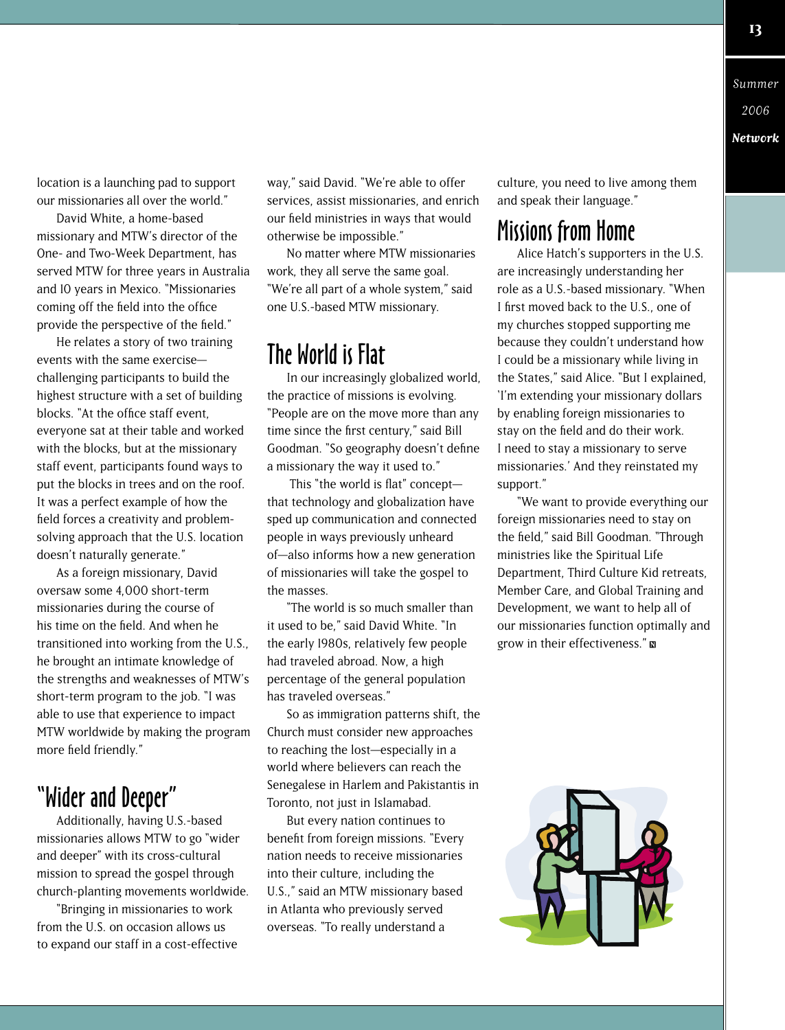location is a launching pad to support our missionaries all over the world."

David White, a home-based missionary and MTW's director of the One- and Two-Week Department, has served MTW for three years in Australia and 10 years in Mexico. "Missionaries coming off the field into the office provide the perspective of the field."

He relates a story of two training events with the same exercise—challenging participants to build the highest structure with a set of building blocks. "At the office staff event, everyone sat at their table and worked with the blocks, but at the missionary staff event, participants found ways to put the blocks in trees and on the roof. It was a perfect example of how the field forces a creativity and problem-solving approach that the U.S. location doesn't naturally generate."

As a foreign missionary, David oversaw some 4,000 short-term missionaries during the course of his time on the field. And when he transitioned into working from the U.S., he brought an intimate knowledge of the strengths and weaknesses of MTW's short-term program to the job. "I was able to use that experience to impact MTW worldwide by making the program more field friendly."

## "Wider and Deeper"

Additionally, having U.S.-based missionaries allows MTW to go "wider and deeper" with its cross-cultural mission to spread the gospel through church-planting movements worldwide.

"Bringing in missionaries to work from the U.S. on occasion allows us to expand our staff in a cost-effective way," said David. "We're able to offer services, assist missionaries, and enrich our field ministries in ways that would otherwise be impossible."

No matter where MTW missionaries work, they all serve the same goal. "We're all part of a whole system," said one U.S.-based MTW missionary.

## The World is Flat

In our increasingly globalized world, the practice of missions is evolving. "People are on the move more than any time since the first century," said Bill Goodman. "So geography doesn't define a missionary the way it used to."

This "the world is flat" concept—that technology and globalization have sped up communication and connected people in ways previously unheard of—also informs how a new generation of missionaries will take the gospel to the masses.

"The world is so much smaller than it used to be," said David White. "In the early 1980s, relatively few people had traveled abroad. Now, a high percentage of the general population has traveled overseas."

So as immigration patterns shift, the Church must consider new approaches to reaching the lost—especially in a world where believers can reach the Senegalese in Harlem and Pakistanis in Toronto, not just in Islamabad.

But every nation continues to benefit from foreign missions. "Every nation needs to receive missionaries into their culture, including the U.S.," said an MTW missionary based in Atlanta who previously served overseas. "To really understand a culture, you need to live among them and speak their language."

## Missions from Home

Alice Hatch's supporters in the U.S. are increasingly understanding her role as a U.S.-based missionary. "When I first moved back to the U.S., one of my churches stopped supporting me because they couldn't understand how I could be a missionary while living in the States," said Alice. "But I explained, 'I'm extending your missionary dollars by enabling foreign missionaries to stay on the field and do their work. I need to stay a missionary to serve missionaries.' And they reinstated my support."

"We want to provide everything our foreign missionaries need to stay on the field," said Bill Goodman. "Through ministries like the Spiritual Life Department, Third Culture Kid retreats, Member Care, and Global Training and Development, we want to help all of our missionaries function optimally and grow in their effectiveness."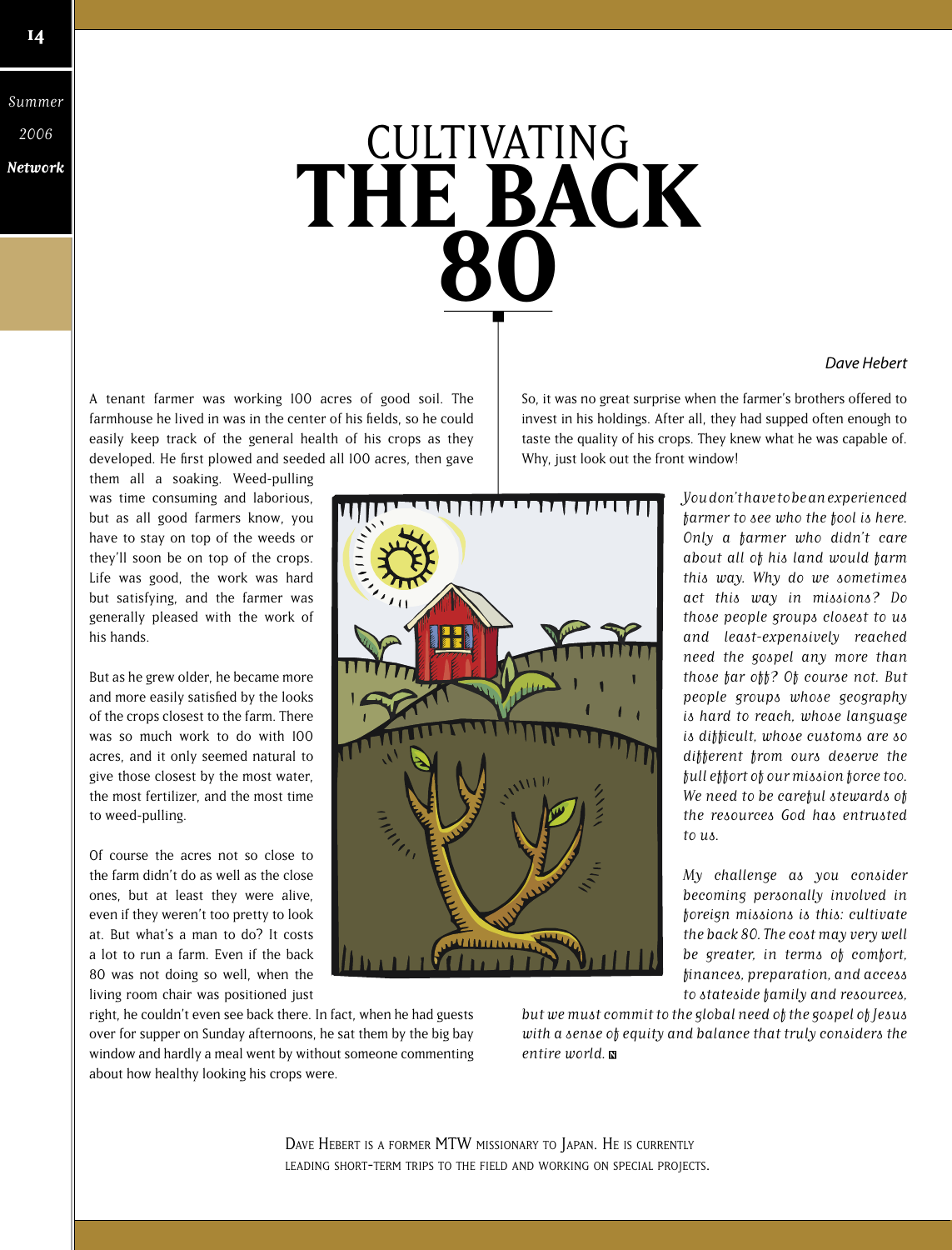# CULTIVATING THE BACK 80

*Dave Hebert*

A tenant farmer was working 100 acres of good soil. The farmhouse he lived in was in the center of his fields, so he could easily keep track of the general health of his crops as they developed. He first plowed and seeded all 100 acres, then gave them all a soaking. Weed-pulling was time consuming and laborious, but as all good farmers know, you have to stay on top of the weeds or they'll soon be on top of the crops. Life was good, the work was hard but satisfying, and the farmer was generally pleased with the work of his hands.

But as he grew older, he became more and more easily satisfied by the looks of the crops closest to the farm. There was so much work to do with 100 acres, and it only seemed natural to give those closest by the most water, the most fertilizer, and the most time to weed-pulling.

Of course the acres not so close to the farm didn't do as well as the close ones, but at least they were alive, even if they weren't too pretty to look at. But what's a man to do? It costs a lot to run a farm. Even if the back 80 was not doing so well, when the living room chair was positioned just right, he couldn't even see back there. In fact, when he had guests over for supper on Sunday afternoons, he sat them by the big bay window and hardly a meal went by without someone commenting about how healthy looking his crops were.

So, it was no great surprise when the farmer's brothers offered to invest in his holdings. After all, they had supped often enough to taste the quality of his crops. They knew what he was capable of. Why, just look out the front window!

*You don't have to be an experienced farmer to see who the fool is here. Only a farmer who didn't care about all of his land would farm this way. Why do we sometimes act this way in missions? Do those people groups closest to us and least-expensively reached need the gospel any more than those far off? Of course not. But people groups whose geography is hard to reach, whose language is difficult, whose customs are so different from ours deserve the full effort of our mission force too. We need to be careful stewards of the resources God has entrusted to us.*

*My challenge as you consider becoming personally involved in foreign missions is this: cultivate the back 80. The cost may very well be greater, in terms of comfort, finances, preparation, and access to stateside family and resources, but we must commit to the global need of the gospel of Jesus with a sense of equity and balance that truly considers the entire world.*

DAVE HEBERT IS A FORMER MTW MISSIONARY TO JAPAN. HE IS CURRENTLY LEADING SHORT-TERM TRIPS TO THE FIELD AND WORKING ON SPECIAL PROJECTS.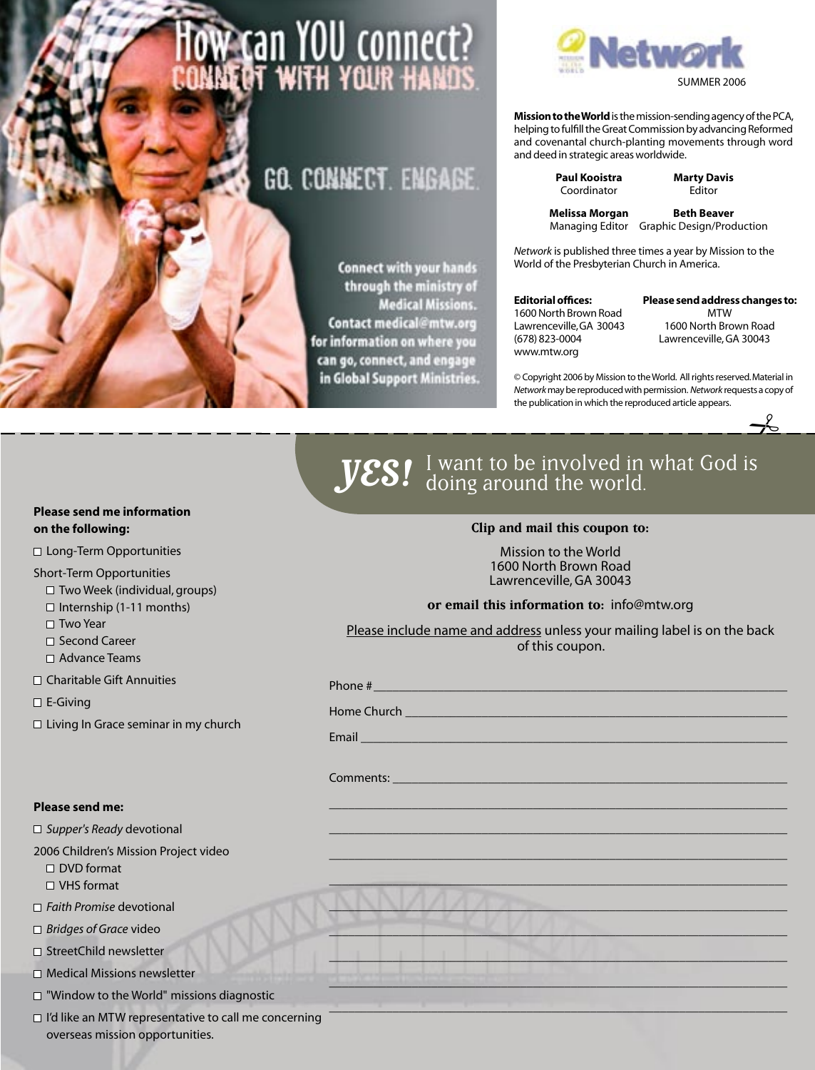# How can YOU connect?

## CONNECT WITH YOUR HANDS.

## GO. CONNECT. ENGAGE.

Connect with your hands through the ministry of Medical Missions. Contact medical@mtw.org for information on where you can go, connect, and engage in Global Support Ministries.

**Network**

SUMMER 2006

**Mission to the World** is the mission-sending agency of the PCA, helping to fulfill the Great Commission by advancing Reformed and covenantal church-planting movements through word and deed in strategic areas worldwide.

**Paul Kooistra**
Coordinator

**Marty Davis**
Editor

**Melissa Morgan**
Managing Editor

**Beth Beaver**
Graphic Design/Production

*Network* is published three times a year by Mission to the World of the Presbyterian Church in America.

**Editorial offices:**
1600 North Brown Road
Lawrenceville, GA 30043
(678) 823-0004
www.mtw.org

**Please send address changes to:**
MTW
1600 North Brown Road
Lawrenceville, GA 30043

© Copyright 2006 by Mission to the World. All rights reserved. Material in *Network* may be reproduced with permission. *Network* requests a copy of the publication in which the reproduced article appears.

---

## *YES!* I want to be involved in what God is doing around the world.

**Please send me information on the following:**

- ☐ Long-Term Opportunities

Short-Term Opportunities
- ☐ Two Week (individual, groups)
- ☐ Internship (1-11 months)
- ☐ Two Year
- ☐ Second Career
- ☐ Advance Teams

- ☐ Charitable Gift Annuities
- ☐ E-Giving
- ☐ Living In Grace seminar in my church

**Please send me:**

- ☐ *Supper's Ready* devotional

2006 Children's Mission Project video
- ☐ DVD format
- ☐ VHS format

- ☐ *Faith Promise* devotional
- ☐ *Bridges of Grace* video
- ☐ StreetChild newsletter
- ☐ Medical Missions newsletter
- ☐ "Window to the World" missions diagnostic
- ☐ I'd like an MTW representative to call me concerning overseas mission opportunities.

**Clip and mail this coupon to:**

Mission to the World
1600 North Brown Road
Lawrenceville, GA 30043

**or email this information to:** info@mtw.org

Please include name and address unless your mailing label is on the back of this coupon.

Phone # ____________________

Home Church ____________________

Email ____________________

Comments: ____________________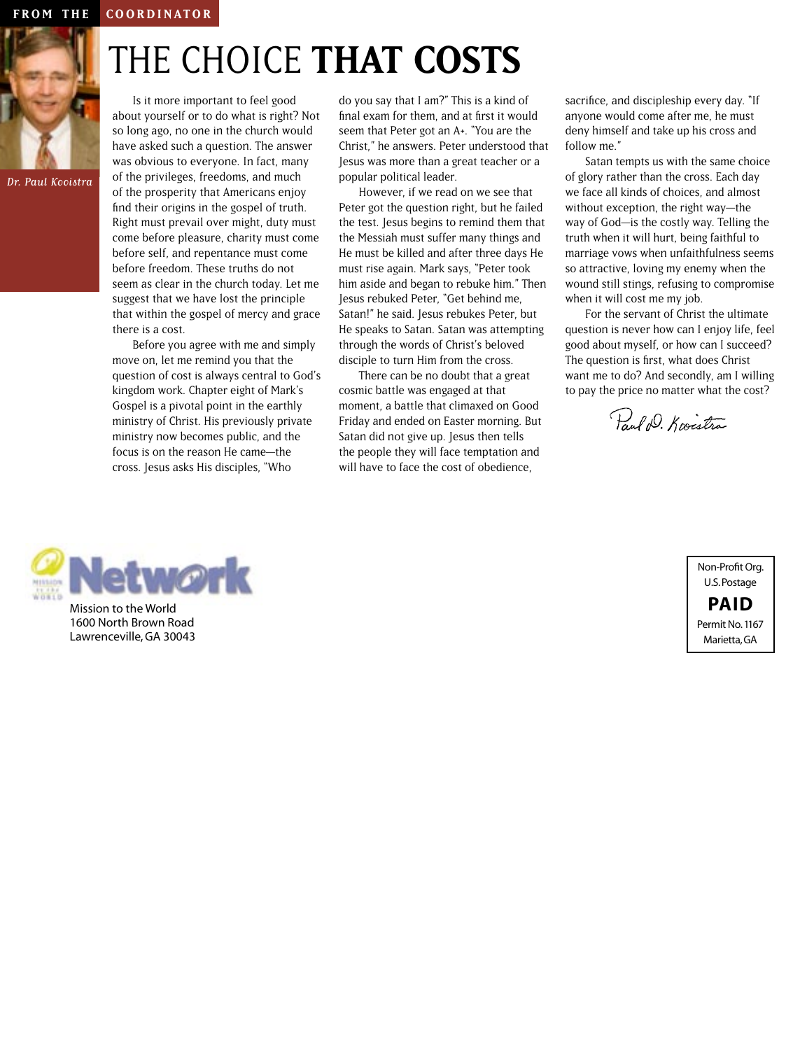FROM THE COORDINATOR

# THE CHOICE **THAT COSTS**

*Dr. Paul Kooistra*

Is it more important to feel good about yourself or to do what is right? Not so long ago, no one in the church would have asked such a question. The answer was obvious to everyone. In fact, many of the privileges, freedoms, and much of the prosperity that Americans enjoy find their origins in the gospel of truth. Right must prevail over might, duty must come before pleasure, charity must come before self, and repentance must come before freedom. These truths do not seem as clear in the church today. Let me suggest that we have lost the principle that within the gospel of mercy and grace there is a cost.

Before you agree with me and simply move on, let me remind you that the question of cost is always central to God's kingdom work. Chapter eight of Mark's Gospel is a pivotal point in the earthly ministry of Christ. His previously private ministry now becomes public, and the focus is on the reason He came—the cross. Jesus asks His disciples, "Who do you say that I am?" This is a kind of final exam for them, and at first it would seem that Peter got an A+. "You are the Christ," he answers. Peter understood that Jesus was more than a great teacher or a popular political leader.

However, if we read on we see that Peter got the question right, but he failed the test. Jesus begins to remind them that the Messiah must suffer many things and He must be killed and after three days He must rise again. Mark says, "Peter took him aside and began to rebuke him." Then Jesus rebuked Peter, "Get behind me, Satan!" he said. Jesus rebukes Peter, but He speaks to Satan. Satan was attempting through the words of Christ's beloved disciple to turn Him from the cross.

There can be no doubt that a great cosmic battle was engaged at that moment, a battle that climaxed on Good Friday and ended on Easter morning. But Satan did not give up. Jesus then tells the people they will face temptation and will have to face the cost of obedience, sacrifice, and discipleship every day. "If anyone would come after me, he must deny himself and take up his cross and follow me."

Satan tempts us with the same choice of glory rather than the cross. Each day we face all kinds of choices, and almost without exception, the right way—the way of God—is the costly way. Telling the truth when it will hurt, being faithful to marriage vows when unfaithfulness seems so attractive, loving my enemy when the wound still stings, refusing to compromise when it will cost me my job.

For the servant of Christ the ultimate question is never how can I enjoy life, feel good about myself, or how can I succeed? The question is first, what does Christ want me to do? And secondly, am I willing to pay the price no matter what the cost?

Paul D. Kooistra

Network

Mission to the World
1600 North Brown Road
Lawrenceville, GA 30043

Non-Profit Org.
U.S. Postage
**PAID**
Permit No. 1167
Marietta, GA